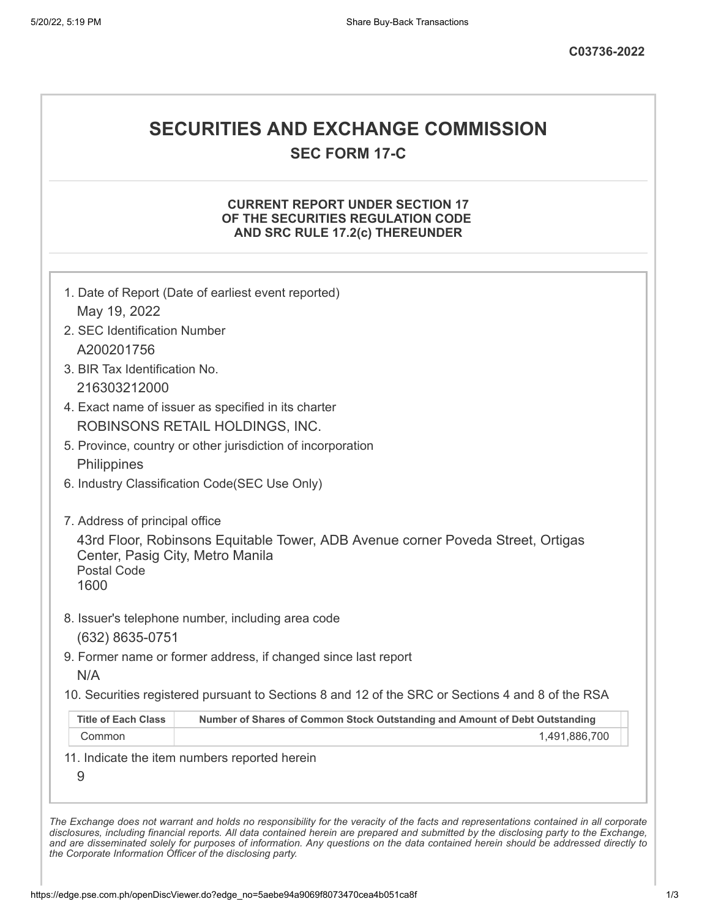C03736-2022

# SECURITIES AND EXCHANGE COMMISSION

## SEC FORM 17-C

### CURRENT REPORT UNDER SECTION 17 OF THE SECURITIES REGULATION CODE AND SRC RULE 17.2(c) THEREUNDER

1. Date of Report (Date of earliest event reported)
   May 19, 2022
2. SEC Identification Number
   A200201756
3. BIR Tax Identification No.
   216303212000
4. Exact name of issuer as specified in its charter
   ROBINSONS RETAIL HOLDINGS, INC.
5. Province, country or other jurisdiction of incorporation
   Philippines
6. Industry Classification Code(SEC Use Only)

7. Address of principal office
   43rd Floor, Robinsons Equitable Tower, ADB Avenue corner Poveda Street, Ortigas Center, Pasig City, Metro Manila
   Postal Code
   1600
8. Issuer's telephone number, including area code
   (632) 8635-0751
9. Former name or former address, if changed since last report
   N/A
10. Securities registered pursuant to Sections 8 and 12 of the SRC or Sections 4 and 8 of the RSA

| Title of Each Class | Number of Shares of Common Stock Outstanding and Amount of Debt Outstanding |
|---|---|
| Common | 1,491,886,700 |

11. Indicate the item numbers reported herein
    9

*The Exchange does not warrant and holds no responsibility for the veracity of the facts and representations contained in all corporate disclosures, including financial reports. All data contained herein are prepared and submitted by the disclosing party to the Exchange, and are disseminated solely for purposes of information. Any questions on the data contained herein should be addressed directly to the Corporate Information Officer of the disclosing party.*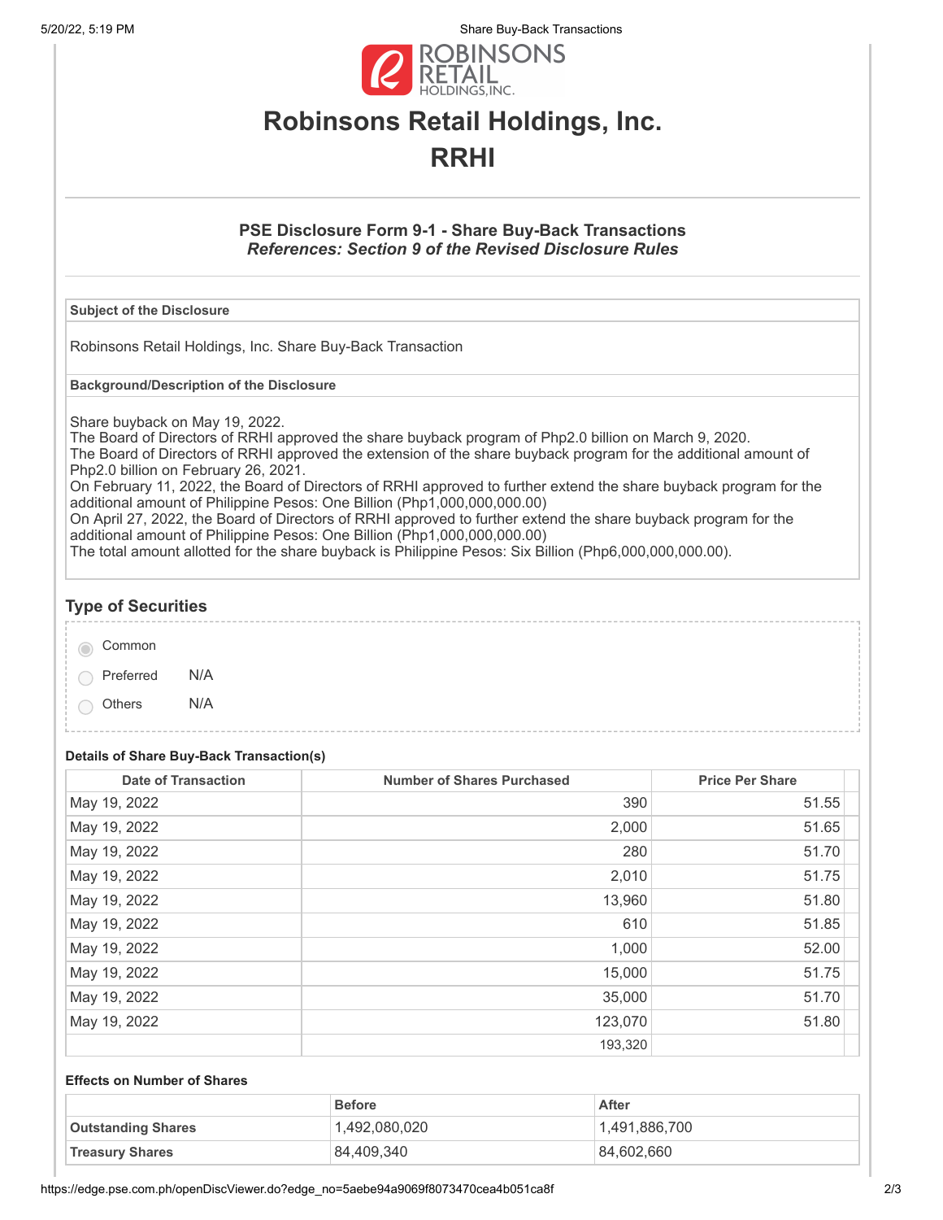# Robinsons Retail Holdings, Inc.

# RRHI

### PSE Disclosure Form 9-1 - Share Buy-Back Transactions

***References: Section 9 of the Revised Disclosure Rules***

| Subject of the Disclosure |
|---|
| Robinsons Retail Holdings, Inc. Share Buy-Back Transaction |

| Background/Description of the Disclosure |
|---|
| Share buyback on May 19, 2022.<br>The Board of Directors of RRHI approved the share buyback program of Php2.0 billion on March 9, 2020.<br>The Board of Directors of RRHI approved the extension of the share buyback program for the additional amount of Php2.0 billion on February 26, 2021.<br>On February 11, 2022, the Board of Directors of RRHI approved to further extend the share buyback program for the additional amount of Philippine Pesos: One Billion (Php1,000,000,000.00)<br>On April 27, 2022, the Board of Directors of RRHI approved to further extend the share buyback program for the additional amount of Philippine Pesos: One Billion (Php1,000,000,000.00)<br>The total amount allotted for the share buyback is Philippine Pesos: Six Billion (Php6,000,000,000.00). |

## Type of Securities

- ◉ Common
- ○ Preferred N/A
- ○ Others N/A

#### Details of Share Buy-Back Transaction(s)

| Date of Transaction | Number of Shares Purchased | Price Per Share |
|---|---|---|
| May 19, 2022 | 390 | 51.55 |
| May 19, 2022 | 2,000 | 51.65 |
| May 19, 2022 | 280 | 51.70 |
| May 19, 2022 | 2,010 | 51.75 |
| May 19, 2022 | 13,960 | 51.80 |
| May 19, 2022 | 610 | 51.85 |
| May 19, 2022 | 1,000 | 52.00 |
| May 19, 2022 | 15,000 | 51.75 |
| May 19, 2022 | 35,000 | 51.70 |
| May 19, 2022 | 123,070 | 51.80 |
| | 193,320 | |

#### Effects on Number of Shares

| | Before | After |
|---|---|---|
| **Outstanding Shares** | 1,492,080,020 | 1,491,886,700 |
| **Treasury Shares** | 84,409,340 | 84,602,660 |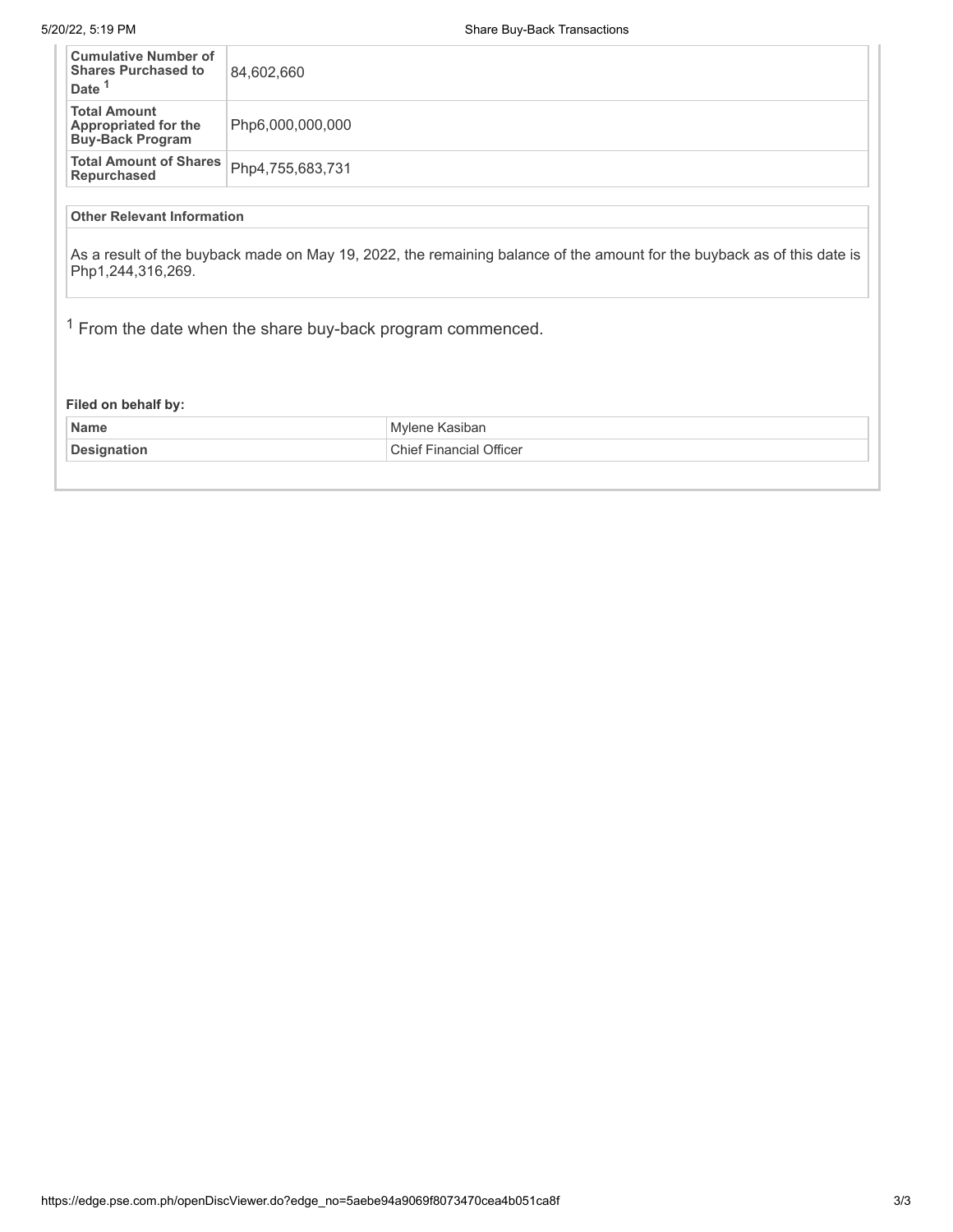| | |
|---|---|
| **Cumulative Number of Shares Purchased to Date** [1] | 84,602,660 |
| **Total Amount Appropriated for the Buy-Back Program** | Php6,000,000,000 |
| **Total Amount of Shares Repurchased** | Php4,755,683,731 |

**Other Relevant Information**

As a result of the buyback made on May 19, 2022, the remaining balance of the amount for the buyback as of this date is Php1,244,316,269.

[1] From the date when the share buy-back program commenced.

**Filed on behalf by:**

| | |
|---|---|
| **Name** | Mylene Kasiban |
| **Designation** | Chief Financial Officer |